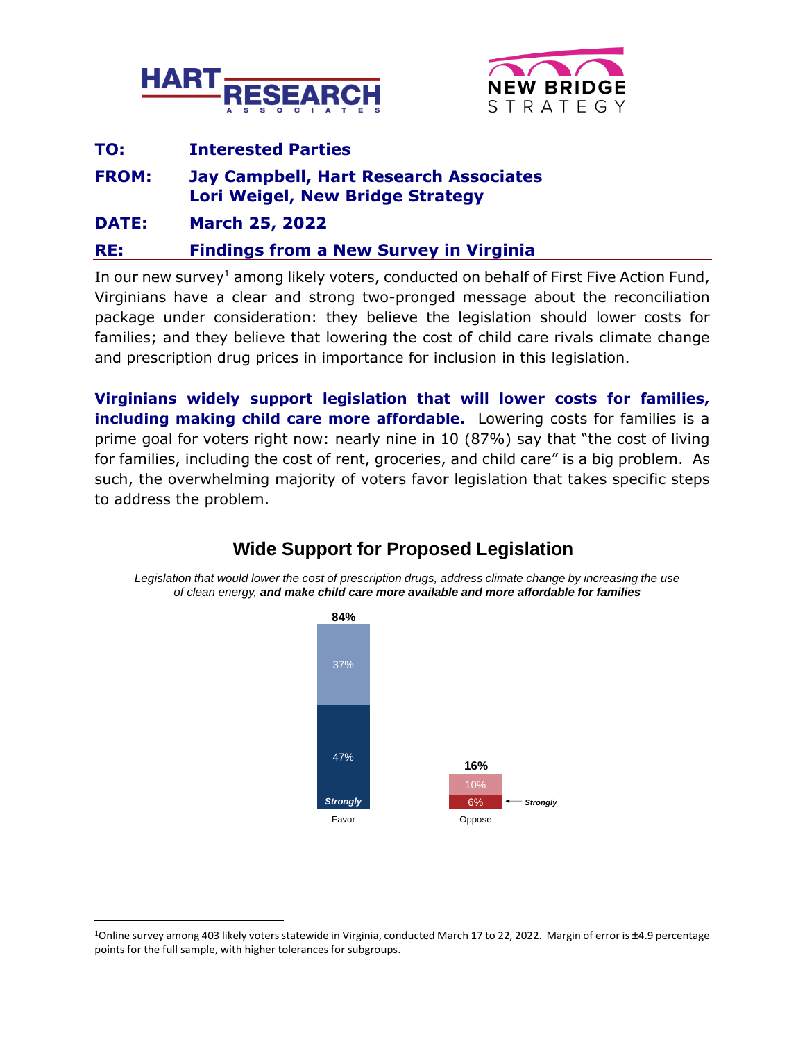**HART RESEARCH ASSOCIATES** | **NEW BRIDGE STRATEGY**

**TO:** Interested Parties

**FROM:** Jay Campbell, Hart Research Associates
Lori Weigel, New Bridge Strategy

**DATE:** March 25, 2022

**RE:** Findings from a New Survey in Virginia

In our new survey[1] among likely voters, conducted on behalf of First Five Action Fund, Virginians have a clear and strong two-pronged message about the reconciliation package under consideration: they believe the legislation should lower costs for families; and they believe that lowering the cost of child care rivals climate change and prescription drug prices in importance for inclusion in this legislation.

**Virginians widely support legislation that will lower costs for families, including making child care more affordable.** Lowering costs for families is a prime goal for voters right now: nearly nine in 10 (87%) say that "the cost of living for families, including the cost of rent, groceries, and child care" is a big problem. As such, the overwhelming majority of voters favor legislation that takes specific steps to address the problem.

## Wide Support for Proposed Legislation

*Legislation that would lower the cost of prescription drugs, address climate change by increasing the use of clean energy,* ***and make child care more available and more affordable for families***

| | Favor | Oppose |
|---|---|---|
| Total | 84% | 16% |
| Strongly | 47% | 6% |
| Somewhat | 37% | 10% |

[1] Online survey among 403 likely voters statewide in Virginia, conducted March 17 to 22, 2022. Margin of error is ±4.9 percentage points for the full sample, with higher tolerances for subgroups.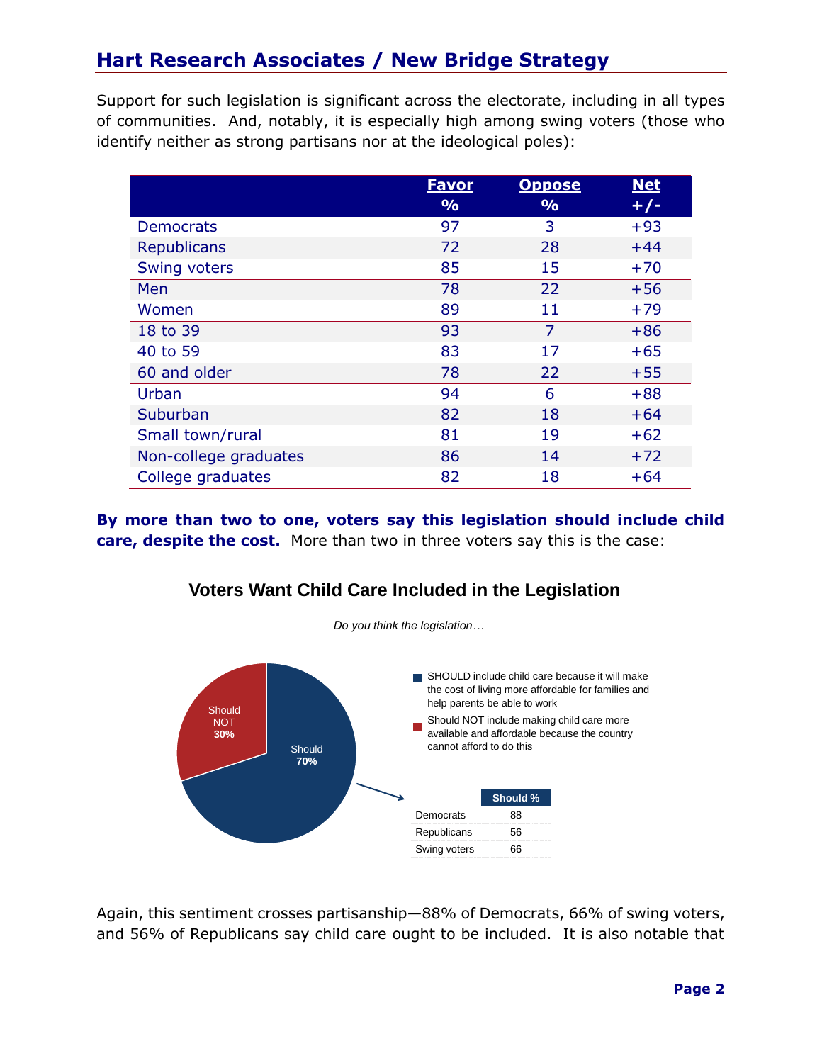Support for such legislation is significant across the electorate, including in all types of communities. And, notably, it is especially high among swing voters (those who identify neither as strong partisans nor at the ideological poles):

| | Favor % | Oppose % | Net +/- |
|---|---|---|---|
| Democrats | 97 | 3 | +93 |
| Republicans | 72 | 28 | +44 |
| Swing voters | 85 | 15 | +70 |
| Men | 78 | 22 | +56 |
| Women | 89 | 11 | +79 |
| 18 to 39 | 93 | 7 | +86 |
| 40 to 59 | 83 | 17 | +65 |
| 60 and older | 78 | 22 | +55 |
| Urban | 94 | 6 | +88 |
| Suburban | 82 | 18 | +64 |
| Small town/rural | 81 | 19 | +62 |
| Non-college graduates | 86 | 14 | +72 |
| College graduates | 82 | 18 | +64 |

**By more than two to one, voters say this legislation should include child care, despite the cost.** More than two in three voters say this is the case:

**Voters Want Child Care Included in the Legislation**

*Do you think the legislation…*

- SHOULD include child care because it will make the cost of living more affordable for families and help parents be able to work — Should 70%
- Should NOT include making child care more available and affordable because the country cannot afford to do this — Should NOT 30%

| | Should % |
|---|---|
| Democrats | 88 |
| Republicans | 56 |
| Swing voters | 66 |

Again, this sentiment crosses partisanship—88% of Democrats, 66% of swing voters, and 56% of Republicans say child care ought to be included. It is also notable that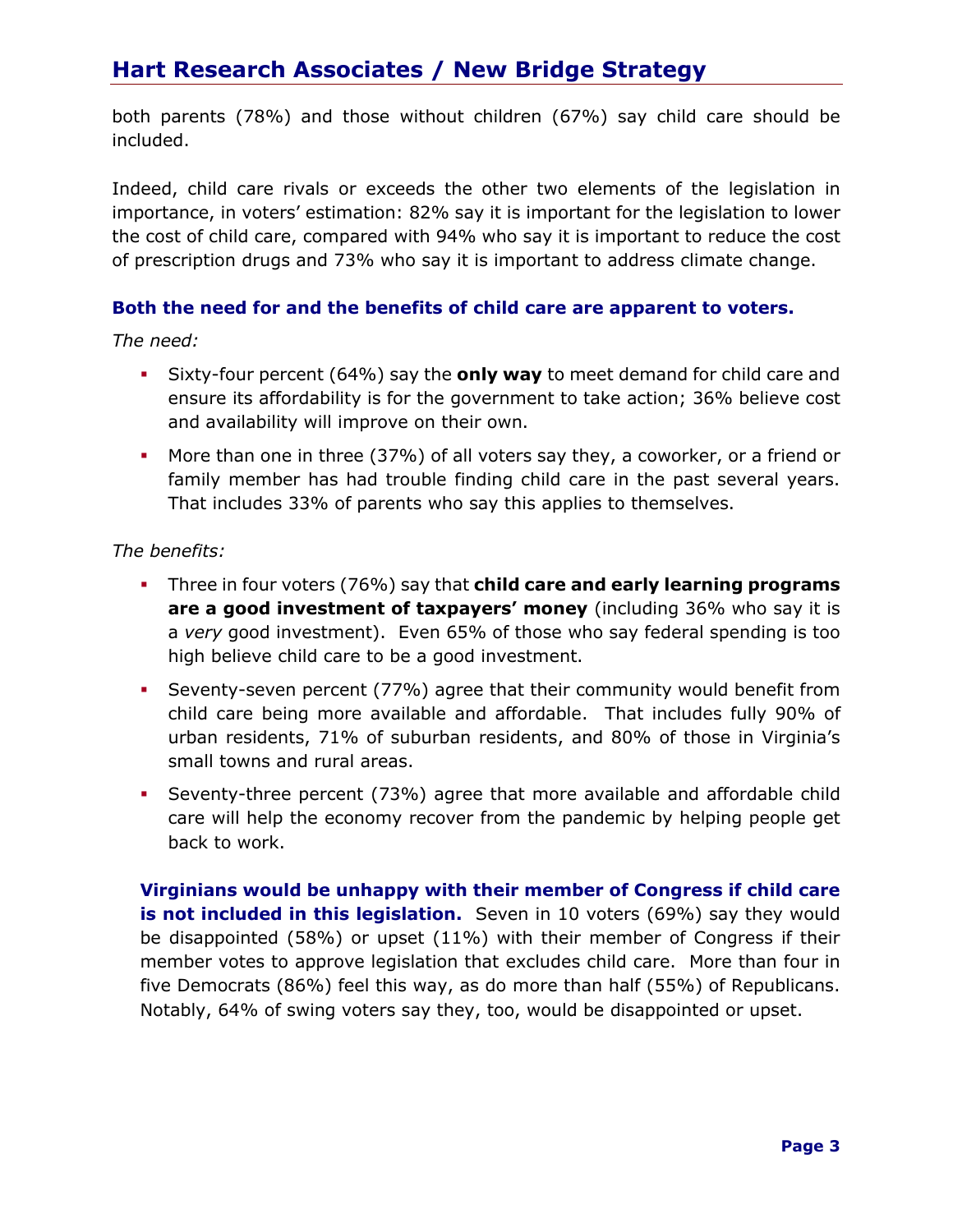both parents (78%) and those without children (67%) say child care should be included.

Indeed, child care rivals or exceeds the other two elements of the legislation in importance, in voters' estimation: 82% say it is important for the legislation to lower the cost of child care, compared with 94% who say it is important to reduce the cost of prescription drugs and 73% who say it is important to address climate change.

**Both the need for and the benefits of child care are apparent to voters.**

*The need:*

- Sixty-four percent (64%) say the **only way** to meet demand for child care and ensure its affordability is for the government to take action; 36% believe cost and availability will improve on their own.
- More than one in three (37%) of all voters say they, a coworker, or a friend or family member has had trouble finding child care in the past several years. That includes 33% of parents who say this applies to themselves.

*The benefits:*

- Three in four voters (76%) say that **child care and early learning programs are a good investment of taxpayers' money** (including 36% who say it is a *very* good investment). Even 65% of those who say federal spending is too high believe child care to be a good investment.
- Seventy-seven percent (77%) agree that their community would benefit from child care being more available and affordable. That includes fully 90% of urban residents, 71% of suburban residents, and 80% of those in Virginia's small towns and rural areas.
- Seventy-three percent (73%) agree that more available and affordable child care will help the economy recover from the pandemic by helping people get back to work.

**Virginians would be unhappy with their member of Congress if child care is not included in this legislation.** Seven in 10 voters (69%) say they would be disappointed (58%) or upset (11%) with their member of Congress if their member votes to approve legislation that excludes child care. More than four in five Democrats (86%) feel this way, as do more than half (55%) of Republicans. Notably, 64% of swing voters say they, too, would be disappointed or upset.